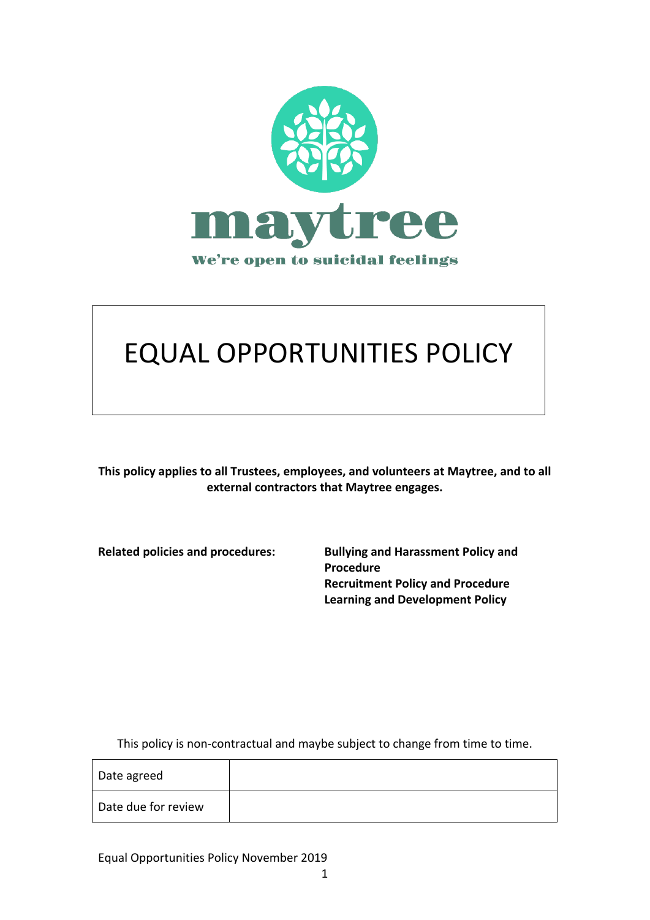maytree

We're open to suicidal feelings

# EQUAL OPPORTUNITIES POLICY

**This policy applies to all Trustees, employees, and volunteers at Maytree, and to all external contractors that Maytree engages.**

| **Related policies and procedures:** | **Bullying and Harassment Policy and Procedure**<br>**Recruitment Policy and Procedure**<br>**Learning and Development Policy** |
|---|---|

This policy is non-contractual and maybe subject to change from time to time.

| Date agreed | |
|---|---|
| Date due for review | |

Equal Opportunities Policy November 2019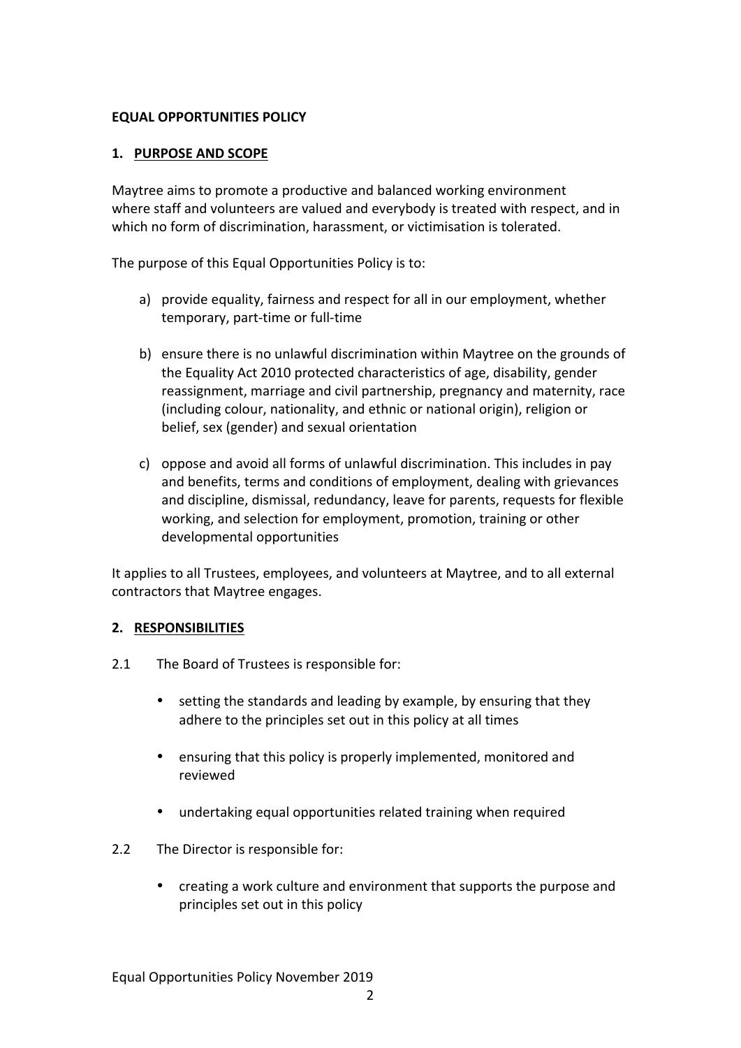**EQUAL OPPORTUNITIES POLICY**

## 1. PURPOSE AND SCOPE

Maytree aims to promote a productive and balanced working environment where staff and volunteers are valued and everybody is treated with respect, and in which no form of discrimination, harassment, or victimisation is tolerated.

The purpose of this Equal Opportunities Policy is to:

a) provide equality, fairness and respect for all in our employment, whether temporary, part-time or full-time

b) ensure there is no unlawful discrimination within Maytree on the grounds of the Equality Act 2010 protected characteristics of age, disability, gender reassignment, marriage and civil partnership, pregnancy and maternity, race (including colour, nationality, and ethnic or national origin), religion or belief, sex (gender) and sexual orientation

c) oppose and avoid all forms of unlawful discrimination. This includes in pay and benefits, terms and conditions of employment, dealing with grievances and discipline, dismissal, redundancy, leave for parents, requests for flexible working, and selection for employment, promotion, training or other developmental opportunities

It applies to all Trustees, employees, and volunteers at Maytree, and to all external contractors that Maytree engages.

## 2. RESPONSIBILITIES

2.1 The Board of Trustees is responsible for:

- setting the standards and leading by example, by ensuring that they adhere to the principles set out in this policy at all times
- ensuring that this policy is properly implemented, monitored and reviewed
- undertaking equal opportunities related training when required

2.2 The Director is responsible for:

- creating a work culture and environment that supports the purpose and principles set out in this policy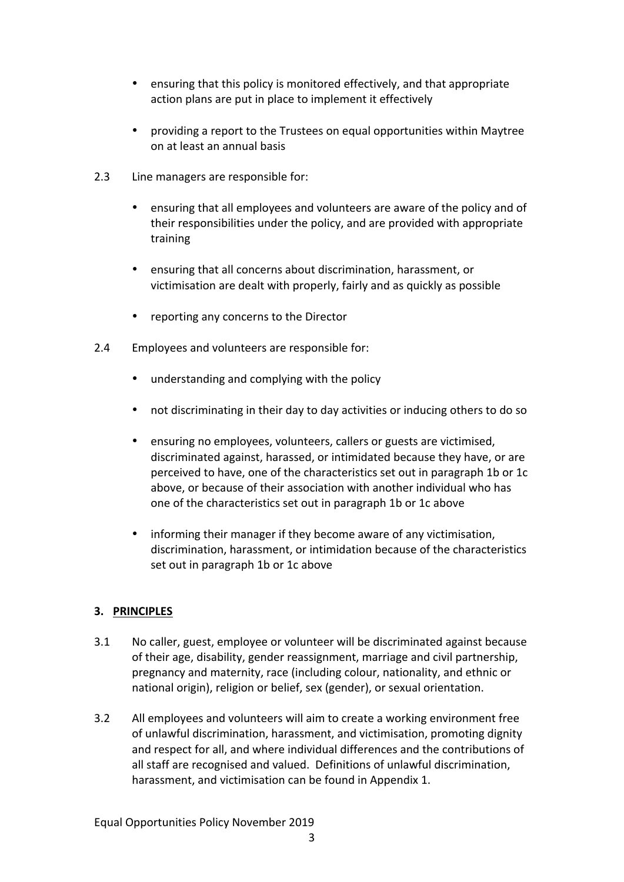- ensuring that this policy is monitored effectively, and that appropriate action plans are put in place to implement it effectively

- providing a report to the Trustees on equal opportunities within Maytree on at least an annual basis

2.3 Line managers are responsible for:

- ensuring that all employees and volunteers are aware of the policy and of their responsibilities under the policy, and are provided with appropriate training

- ensuring that all concerns about discrimination, harassment, or victimisation are dealt with properly, fairly and as quickly as possible

- reporting any concerns to the Director

2.4 Employees and volunteers are responsible for:

- understanding and complying with the policy

- not discriminating in their day to day activities or inducing others to do so

- ensuring no employees, volunteers, callers or guests are victimised, discriminated against, harassed, or intimidated because they have, or are perceived to have, one of the characteristics set out in paragraph 1b or 1c above, or because of their association with another individual who has one of the characteristics set out in paragraph 1b or 1c above

- informing their manager if they become aware of any victimisation, discrimination, harassment, or intimidation because of the characteristics set out in paragraph 1b or 1c above

## 3. PRINCIPLES

3.1 No caller, guest, employee or volunteer will be discriminated against because of their age, disability, gender reassignment, marriage and civil partnership, pregnancy and maternity, race (including colour, nationality, and ethnic or national origin), religion or belief, sex (gender), or sexual orientation.

3.2 All employees and volunteers will aim to create a working environment free of unlawful discrimination, harassment, and victimisation, promoting dignity and respect for all, and where individual differences and the contributions of all staff are recognised and valued. Definitions of unlawful discrimination, harassment, and victimisation can be found in Appendix 1.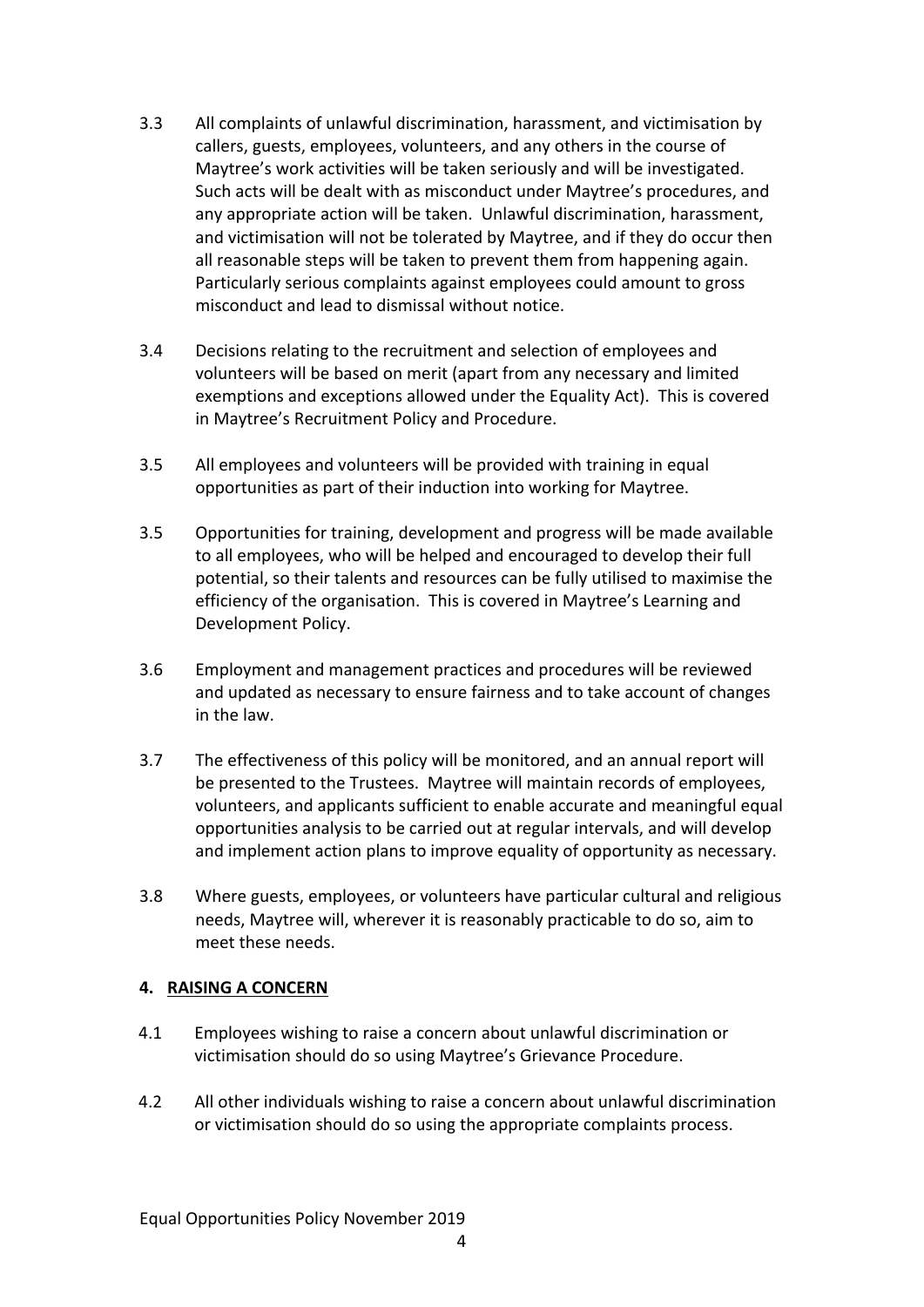3.3 All complaints of unlawful discrimination, harassment, and victimisation by callers, guests, employees, volunteers, and any others in the course of Maytree's work activities will be taken seriously and will be investigated. Such acts will be dealt with as misconduct under Maytree's procedures, and any appropriate action will be taken. Unlawful discrimination, harassment, and victimisation will not be tolerated by Maytree, and if they do occur then all reasonable steps will be taken to prevent them from happening again. Particularly serious complaints against employees could amount to gross misconduct and lead to dismissal without notice.

3.4 Decisions relating to the recruitment and selection of employees and volunteers will be based on merit (apart from any necessary and limited exemptions and exceptions allowed under the Equality Act). This is covered in Maytree's Recruitment Policy and Procedure.

3.5 All employees and volunteers will be provided with training in equal opportunities as part of their induction into working for Maytree.

3.5 Opportunities for training, development and progress will be made available to all employees, who will be helped and encouraged to develop their full potential, so their talents and resources can be fully utilised to maximise the efficiency of the organisation. This is covered in Maytree's Learning and Development Policy.

3.6 Employment and management practices and procedures will be reviewed and updated as necessary to ensure fairness and to take account of changes in the law.

3.7 The effectiveness of this policy will be monitored, and an annual report will be presented to the Trustees. Maytree will maintain records of employees, volunteers, and applicants sufficient to enable accurate and meaningful equal opportunities analysis to be carried out at regular intervals, and will develop and implement action plans to improve equality of opportunity as necessary.

3.8 Where guests, employees, or volunteers have particular cultural and religious needs, Maytree will, wherever it is reasonably practicable to do so, aim to meet these needs.

## 4. RAISING A CONCERN

4.1 Employees wishing to raise a concern about unlawful discrimination or victimisation should do so using Maytree's Grievance Procedure.

4.2 All other individuals wishing to raise a concern about unlawful discrimination or victimisation should do so using the appropriate complaints process.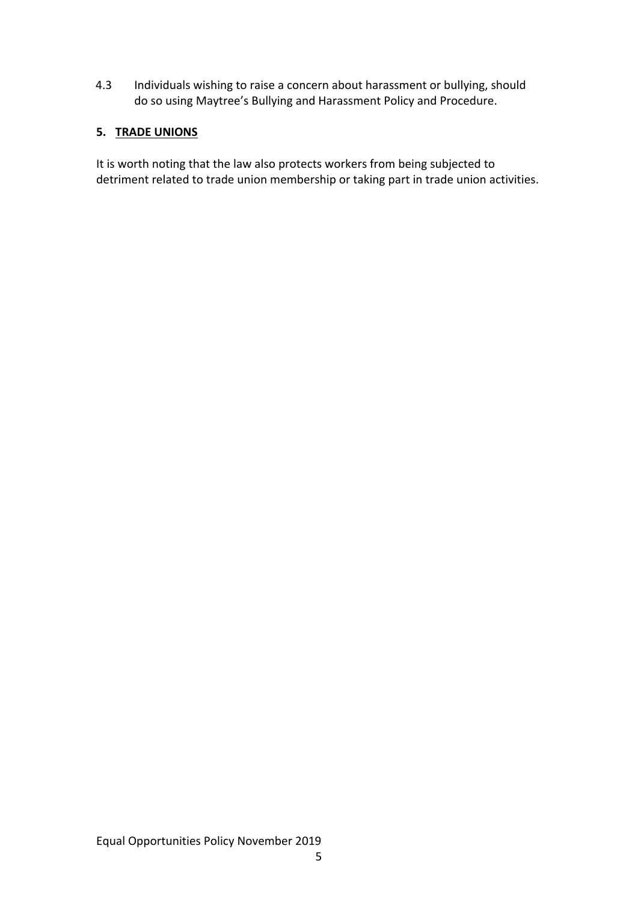4.3 Individuals wishing to raise a concern about harassment or bullying, should do so using Maytree's Bullying and Harassment Policy and Procedure.

## 5. TRADE UNIONS

It is worth noting that the law also protects workers from being subjected to detriment related to trade union membership or taking part in trade union activities.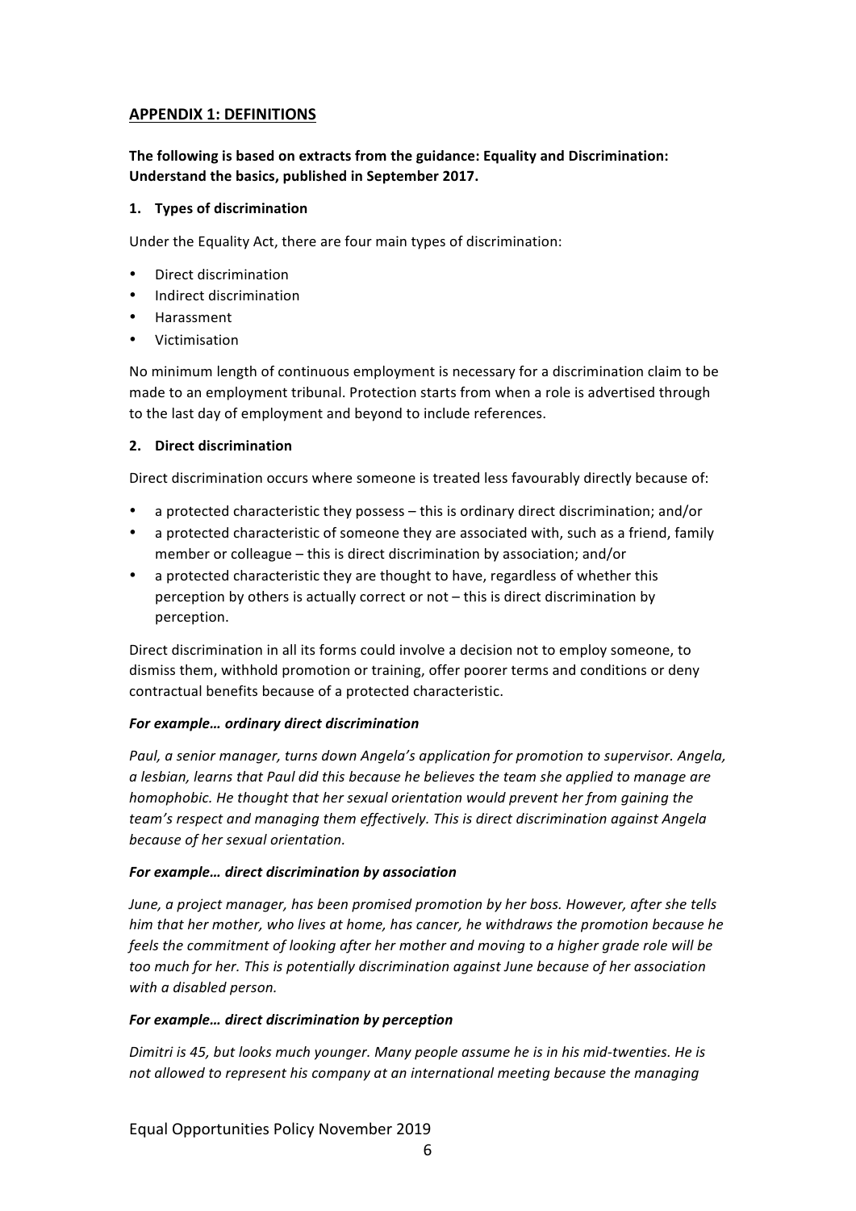## APPENDIX 1: DEFINITIONS

**The following is based on extracts from the guidance: Equality and Discrimination: Understand the basics, published in September 2017.**

### 1. Types of discrimination

Under the Equality Act, there are four main types of discrimination:

- Direct discrimination
- Indirect discrimination
- Harassment
- Victimisation

No minimum length of continuous employment is necessary for a discrimination claim to be made to an employment tribunal. Protection starts from when a role is advertised through to the last day of employment and beyond to include references.

### 2. Direct discrimination

Direct discrimination occurs where someone is treated less favourably directly because of:

- a protected characteristic they possess – this is ordinary direct discrimination; and/or
- a protected characteristic of someone they are associated with, such as a friend, family member or colleague – this is direct discrimination by association; and/or
- a protected characteristic they are thought to have, regardless of whether this perception by others is actually correct or not – this is direct discrimination by perception.

Direct discrimination in all its forms could involve a decision not to employ someone, to dismiss them, withhold promotion or training, offer poorer terms and conditions or deny contractual benefits because of a protected characteristic.

***For example… ordinary direct discrimination***

*Paul, a senior manager, turns down Angela's application for promotion to supervisor. Angela, a lesbian, learns that Paul did this because he believes the team she applied to manage are homophobic. He thought that her sexual orientation would prevent her from gaining the team's respect and managing them effectively. This is direct discrimination against Angela because of her sexual orientation.*

***For example… direct discrimination by association***

*June, a project manager, has been promised promotion by her boss. However, after she tells him that her mother, who lives at home, has cancer, he withdraws the promotion because he feels the commitment of looking after her mother and moving to a higher grade role will be too much for her. This is potentially discrimination against June because of her association with a disabled person.*

***For example… direct discrimination by perception***

*Dimitri is 45, but looks much younger. Many people assume he is in his mid-twenties. He is not allowed to represent his company at an international meeting because the managing*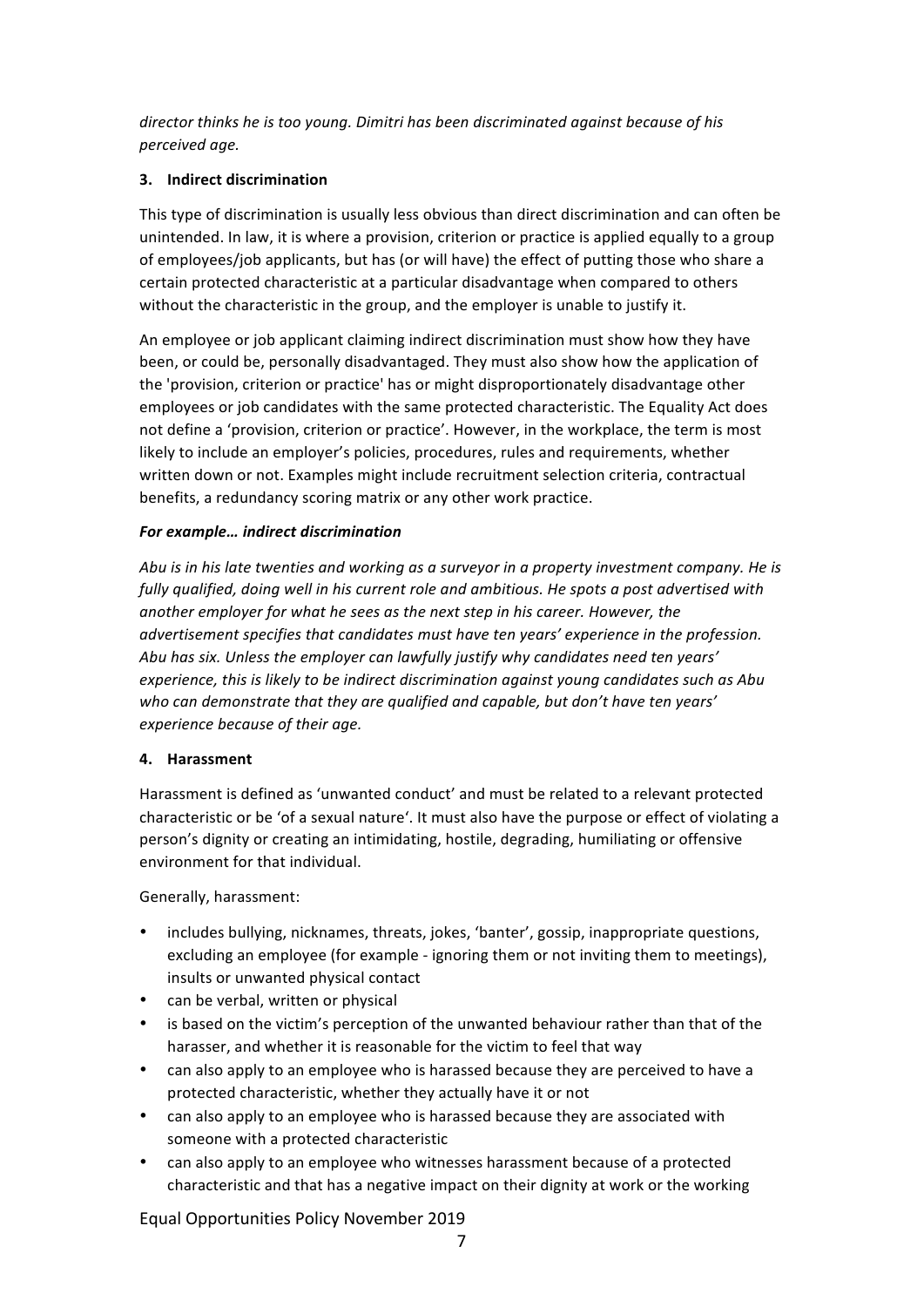*director thinks he is too young. Dimitri has been discriminated against because of his perceived age.*

**3. Indirect discrimination**

This type of discrimination is usually less obvious than direct discrimination and can often be unintended. In law, it is where a provision, criterion or practice is applied equally to a group of employees/job applicants, but has (or will have) the effect of putting those who share a certain protected characteristic at a particular disadvantage when compared to others without the characteristic in the group, and the employer is unable to justify it.

An employee or job applicant claiming indirect discrimination must show how they have been, or could be, personally disadvantaged. They must also show how the application of the 'provision, criterion or practice' has or might disproportionately disadvantage other employees or job candidates with the same protected characteristic. The Equality Act does not define a 'provision, criterion or practice'. However, in the workplace, the term is most likely to include an employer's policies, procedures, rules and requirements, whether written down or not. Examples might include recruitment selection criteria, contractual benefits, a redundancy scoring matrix or any other work practice.

***For example… indirect discrimination***

*Abu is in his late twenties and working as a surveyor in a property investment company. He is fully qualified, doing well in his current role and ambitious. He spots a post advertised with another employer for what he sees as the next step in his career. However, the advertisement specifies that candidates must have ten years' experience in the profession. Abu has six. Unless the employer can lawfully justify why candidates need ten years' experience, this is likely to be indirect discrimination against young candidates such as Abu who can demonstrate that they are qualified and capable, but don't have ten years' experience because of their age.*

**4. Harassment**

Harassment is defined as 'unwanted conduct' and must be related to a relevant protected characteristic or be 'of a sexual nature'. It must also have the purpose or effect of violating a person's dignity or creating an intimidating, hostile, degrading, humiliating or offensive environment for that individual.

Generally, harassment:

- includes bullying, nicknames, threats, jokes, 'banter', gossip, inappropriate questions, excluding an employee (for example - ignoring them or not inviting them to meetings), insults or unwanted physical contact
- can be verbal, written or physical
- is based on the victim's perception of the unwanted behaviour rather than that of the harasser, and whether it is reasonable for the victim to feel that way
- can also apply to an employee who is harassed because they are perceived to have a protected characteristic, whether they actually have it or not
- can also apply to an employee who is harassed because they are associated with someone with a protected characteristic
- can also apply to an employee who witnesses harassment because of a protected characteristic and that has a negative impact on their dignity at work or the working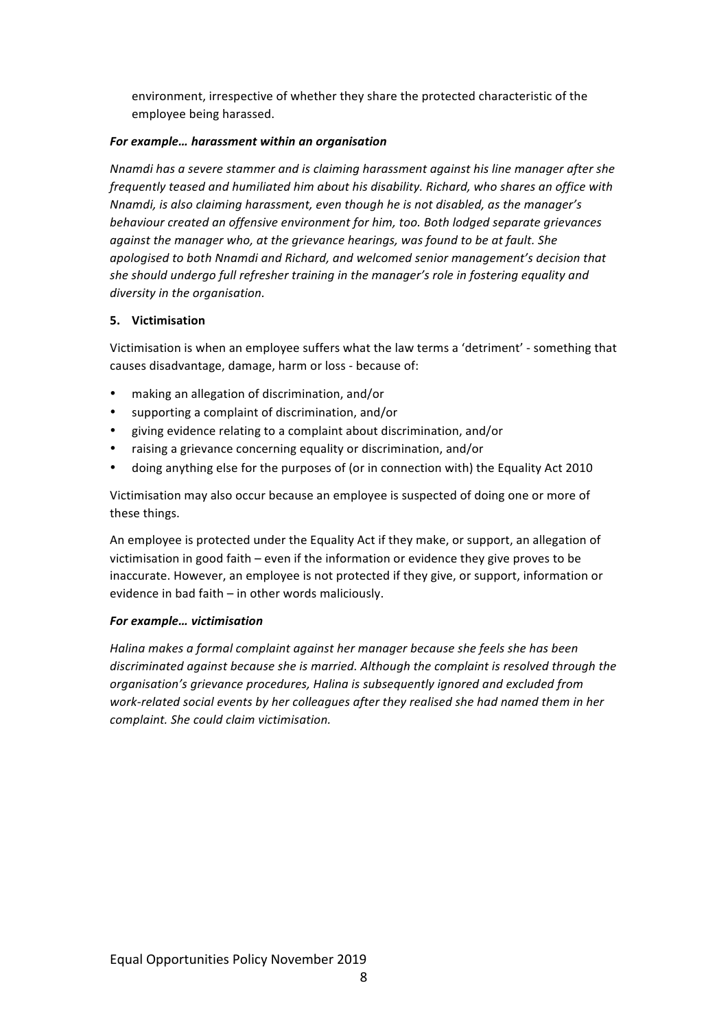environment, irrespective of whether they share the protected characteristic of the employee being harassed.

***For example… harassment within an organisation***

*Nnamdi has a severe stammer and is claiming harassment against his line manager after she frequently teased and humiliated him about his disability. Richard, who shares an office with Nnamdi, is also claiming harassment, even though he is not disabled, as the manager's behaviour created an offensive environment for him, too. Both lodged separate grievances against the manager who, at the grievance hearings, was found to be at fault. She apologised to both Nnamdi and Richard, and welcomed senior management's decision that she should undergo full refresher training in the manager's role in fostering equality and diversity in the organisation.*

**5. Victimisation**

Victimisation is when an employee suffers what the law terms a 'detriment' - something that causes disadvantage, damage, harm or loss - because of:

- making an allegation of discrimination, and/or
- supporting a complaint of discrimination, and/or
- giving evidence relating to a complaint about discrimination, and/or
- raising a grievance concerning equality or discrimination, and/or
- doing anything else for the purposes of (or in connection with) the Equality Act 2010

Victimisation may also occur because an employee is suspected of doing one or more of these things.

An employee is protected under the Equality Act if they make, or support, an allegation of victimisation in good faith – even if the information or evidence they give proves to be inaccurate. However, an employee is not protected if they give, or support, information or evidence in bad faith – in other words maliciously.

***For example… victimisation***

*Halina makes a formal complaint against her manager because she feels she has been discriminated against because she is married. Although the complaint is resolved through the organisation's grievance procedures, Halina is subsequently ignored and excluded from work-related social events by her colleagues after they realised she had named them in her complaint. She could claim victimisation.*